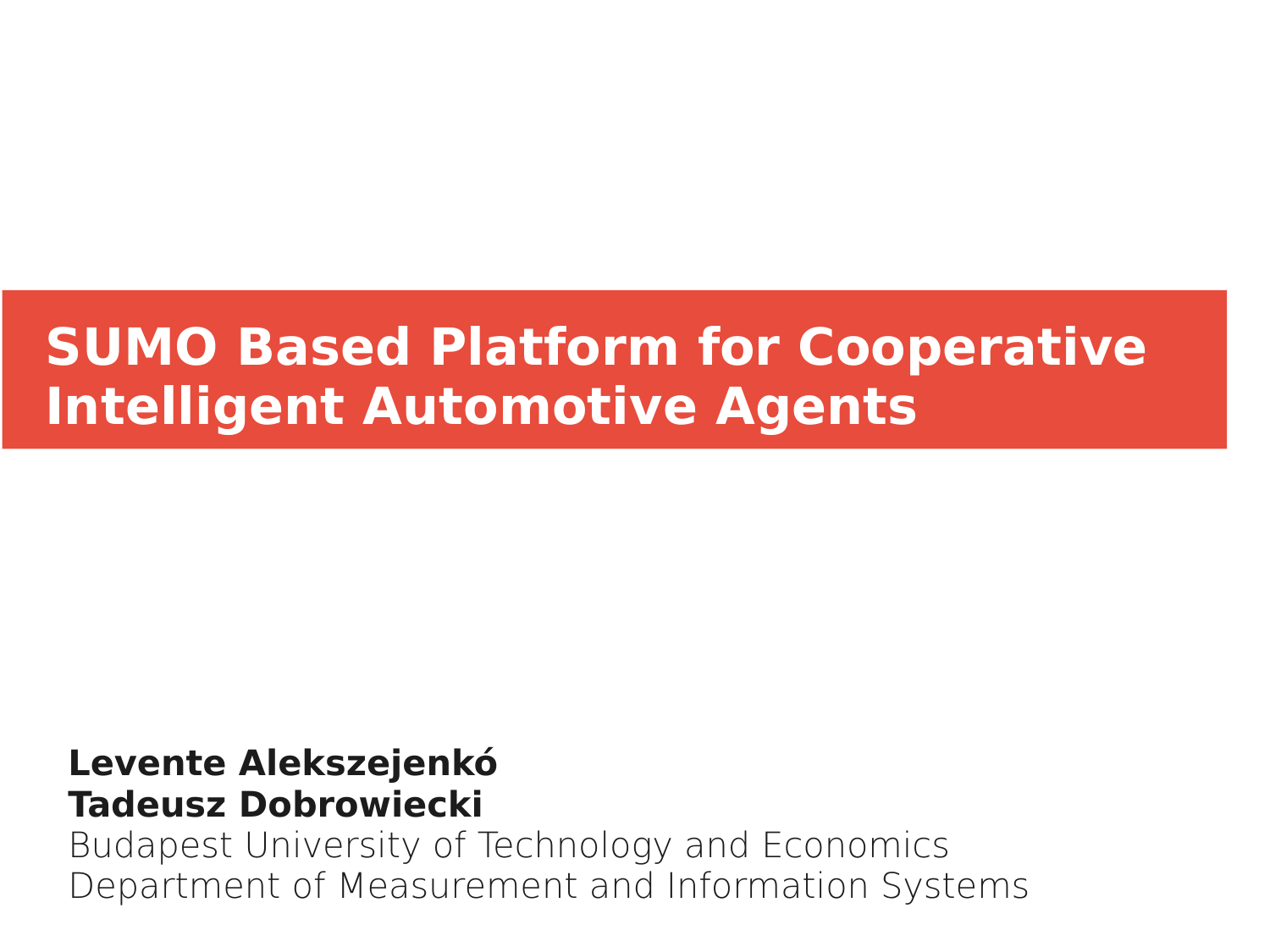# SUMO Based Platform for Cooperative Intelligent Automotive Agents

**Levente Alekszejenkó**
**Tadeusz Dobrowiecki**
Budapest University of Technology and Economics
Department of Measurement and Information Systems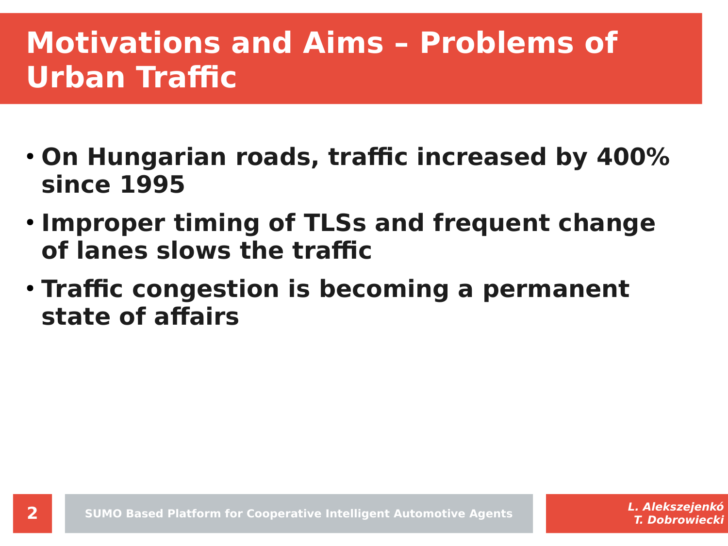# Motivations and Aims – Problems of Urban Traffic

- **On Hungarian roads, traffic increased by 400% since 1995**
- **Improper timing of TLSs and frequent change of lanes slows the traffic**
- **Traffic congestion is becoming a permanent state of affairs**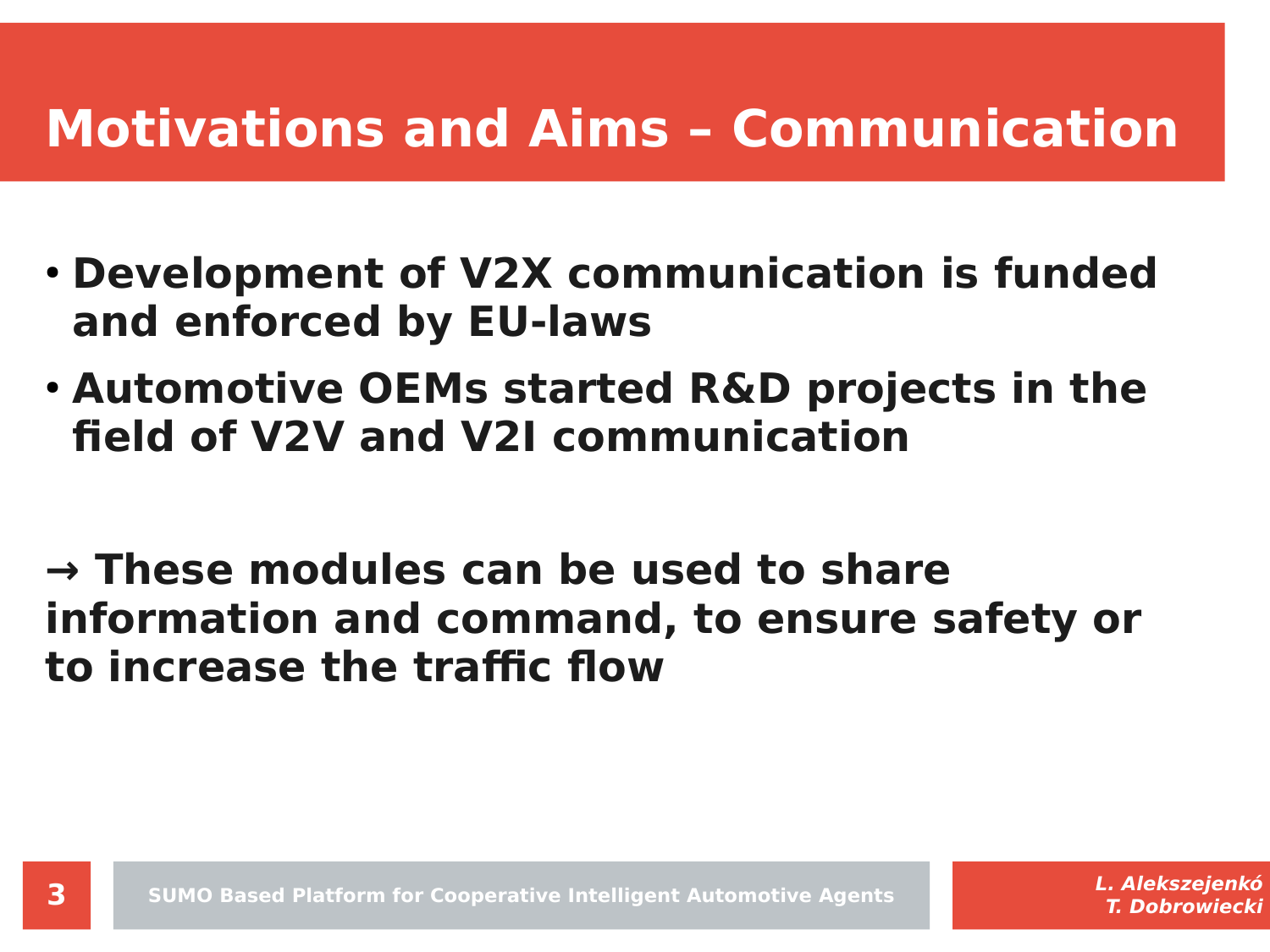# Motivations and Aims – Communication

- **Development of V2X communication is funded and enforced by EU-laws**
- **Automotive OEMs started R&D projects in the field of V2V and V2I communication**

**→ These modules can be used to share information and command, to ensure safety or to increase the traffic flow**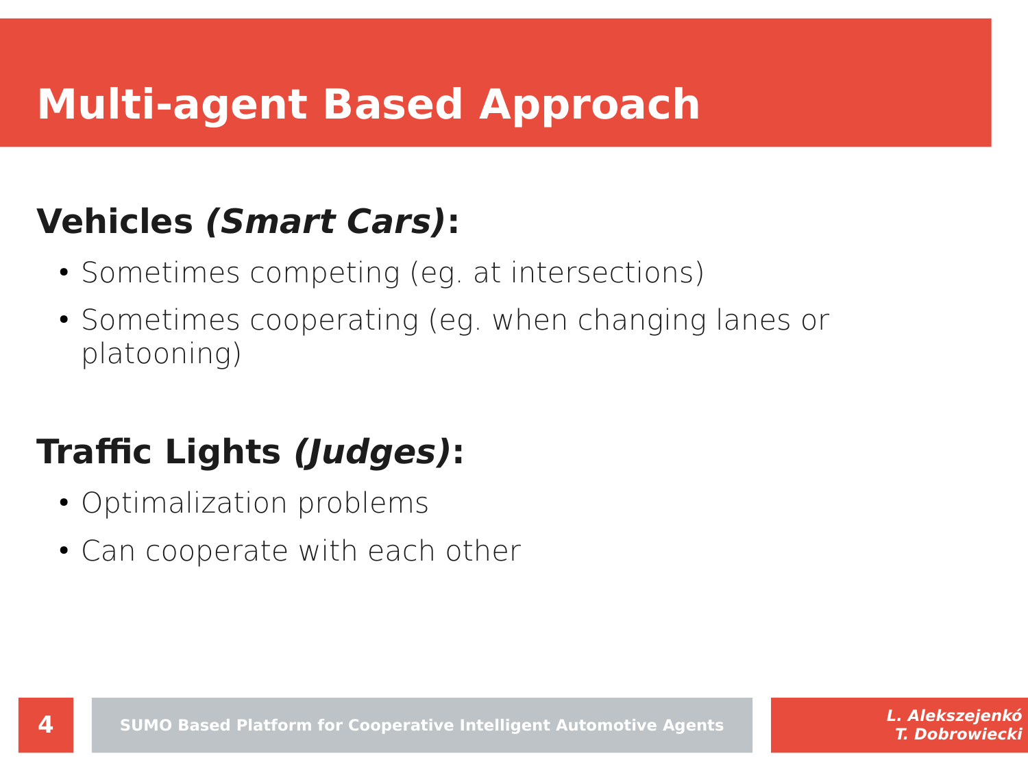# Multi-agent Based Approach

## Vehicles *(Smart Cars)*:

- Sometimes competing (eg. at intersections)
- Sometimes cooperating (eg. when changing lanes or platooning)

## Traffic Lights *(Judges)*:

- Optimalization problems
- Can cooperate with each other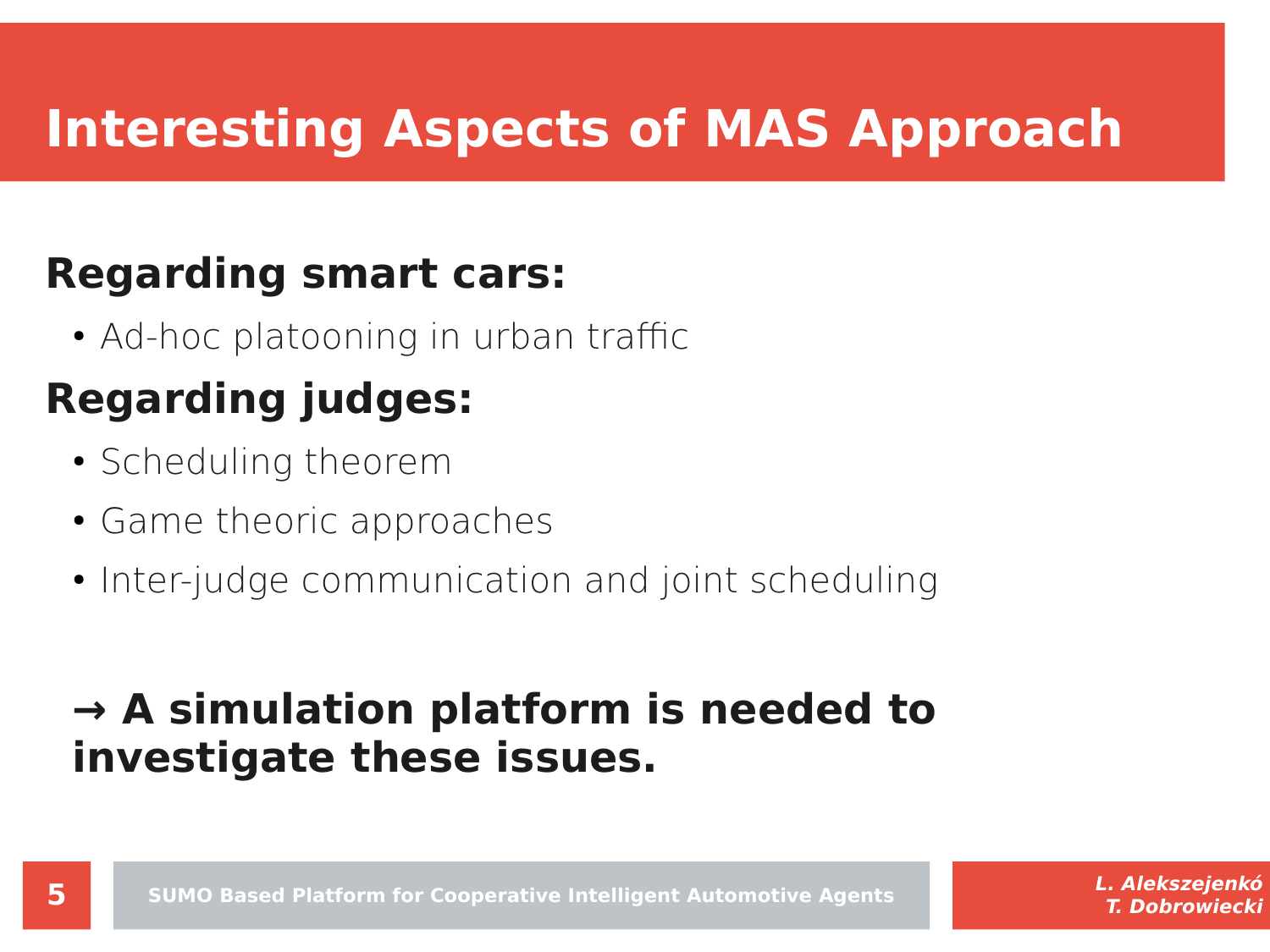# Interesting Aspects of MAS Approach

**Regarding smart cars:**

- Ad-hoc platooning in urban traffic

**Regarding judges:**

- Scheduling theorem
- Game theoric approaches
- Inter-judge communication and joint scheduling

**→ A simulation platform is needed to investigate these issues.**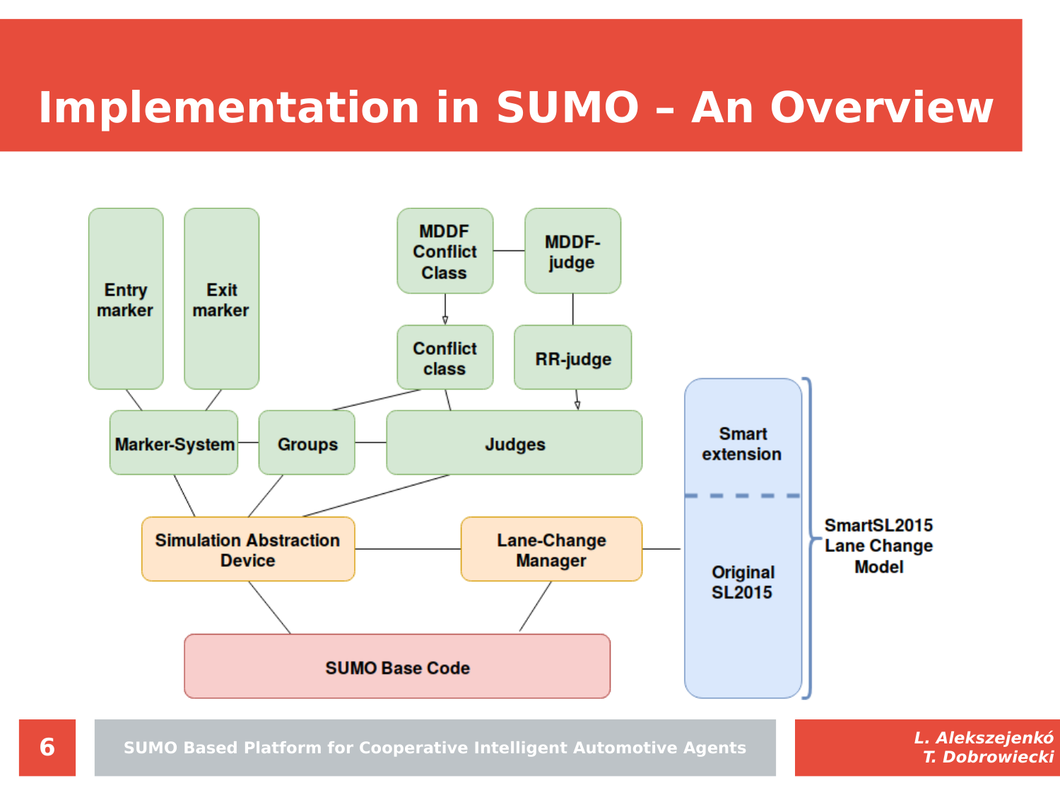# Implementation in SUMO – An Overview

Entry marker

Exit marker

MDDF Conflict Class

MDDF-judge

Conflict class

RR-judge

Marker-System

Groups

Judges

Smart extension

Original SL2015

SmartSL2015 Lane Change Model

Simulation Abstraction Device

Lane-Change Manager

SUMO Base Code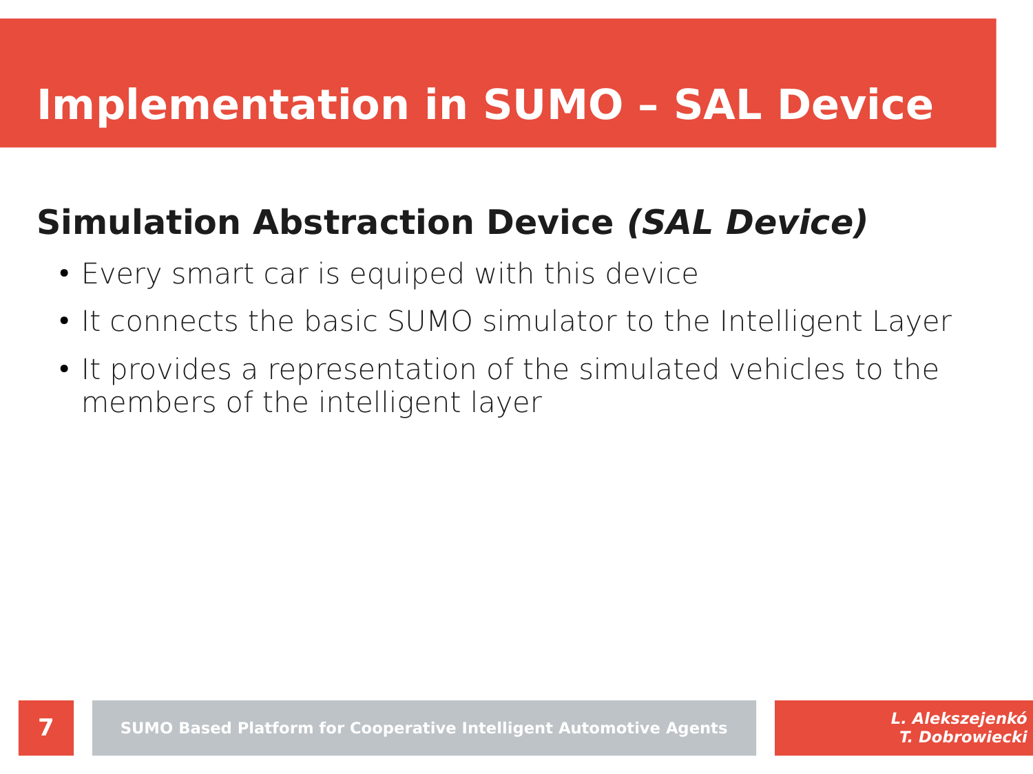# Implementation in SUMO – SAL Device

## Simulation Abstraction Device *(SAL Device)*

- Every smart car is equiped with this device
- It connects the basic SUMO simulator to the Intelligent Layer
- It provides a representation of the simulated vehicles to the members of the intelligent layer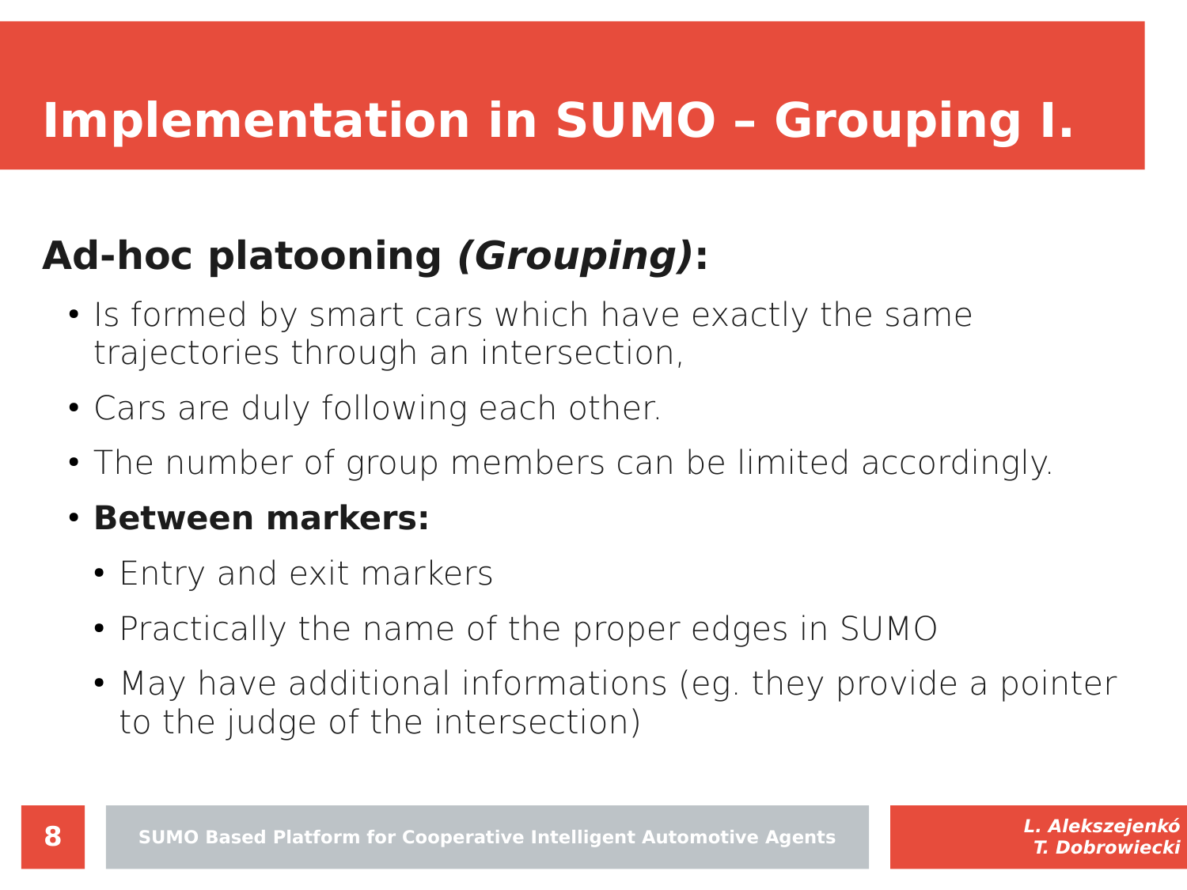# Implementation in SUMO – Grouping I.

## Ad-hoc platooning *(Grouping)*:

- Is formed by smart cars which have exactly the same trajectories through an intersection,
- Cars are duly following each other.
- The number of group members can be limited accordingly.
- **Between markers:**
  - Entry and exit markers
  - Practically the name of the proper edges in SUMO
  - May have additional informations (eg. they provide a pointer to the judge of the intersection)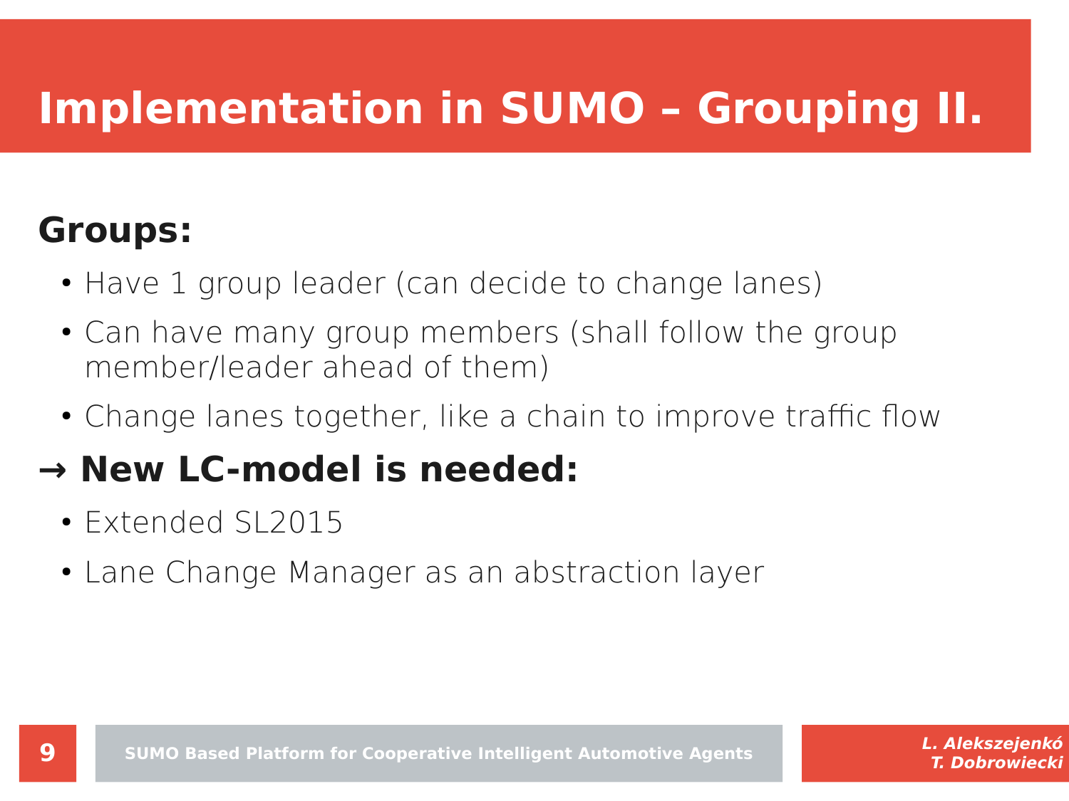# Implementation in SUMO – Grouping II.

**Groups:**

- Have 1 group leader (can decide to change lanes)
- Can have many group members (shall follow the group member/leader ahead of them)
- Change lanes together, like a chain to improve traffic flow

**→ New LC-model is needed:**

- Extended SL2015
- Lane Change Manager as an abstraction layer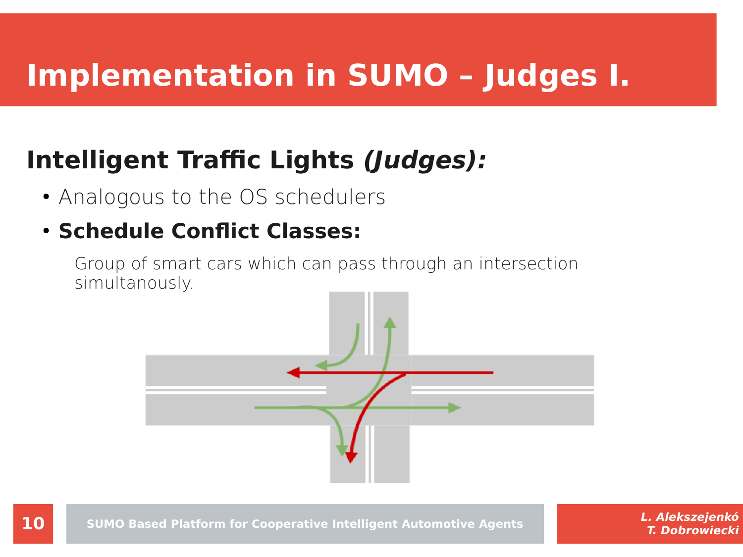# Implementation in SUMO – Judges I.

## Intelligent Traffic Lights *(Judges):*

- Analogous to the OS schedulers
- **Schedule Conflict Classes:**

  Group of smart cars which can pass through an intersection simultanously.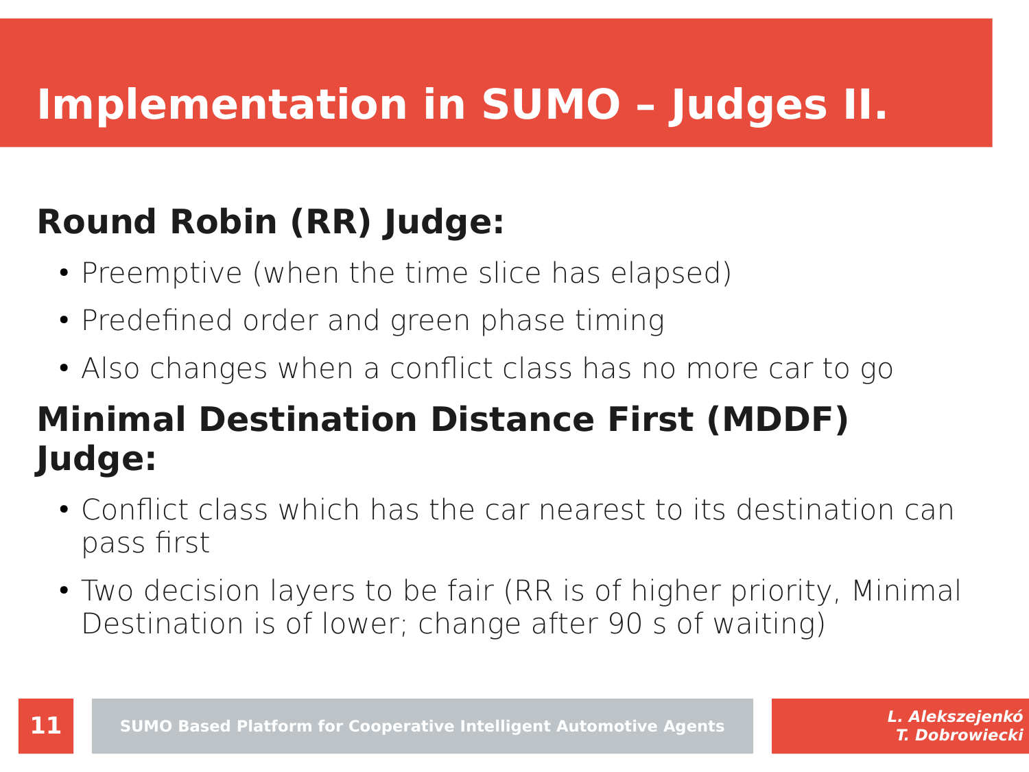# Implementation in SUMO – Judges II.

**Round Robin (RR) Judge:**

- Preemptive (when the time slice has elapsed)
- Predefined order and green phase timing
- Also changes when a conflict class has no more car to go

**Minimal Destination Distance First (MDDF) Judge:**

- Conflict class which has the car nearest to its destination can pass first
- Two decision layers to be fair (RR is of higher priority, Minimal Destination is of lower; change after 90 s of waiting)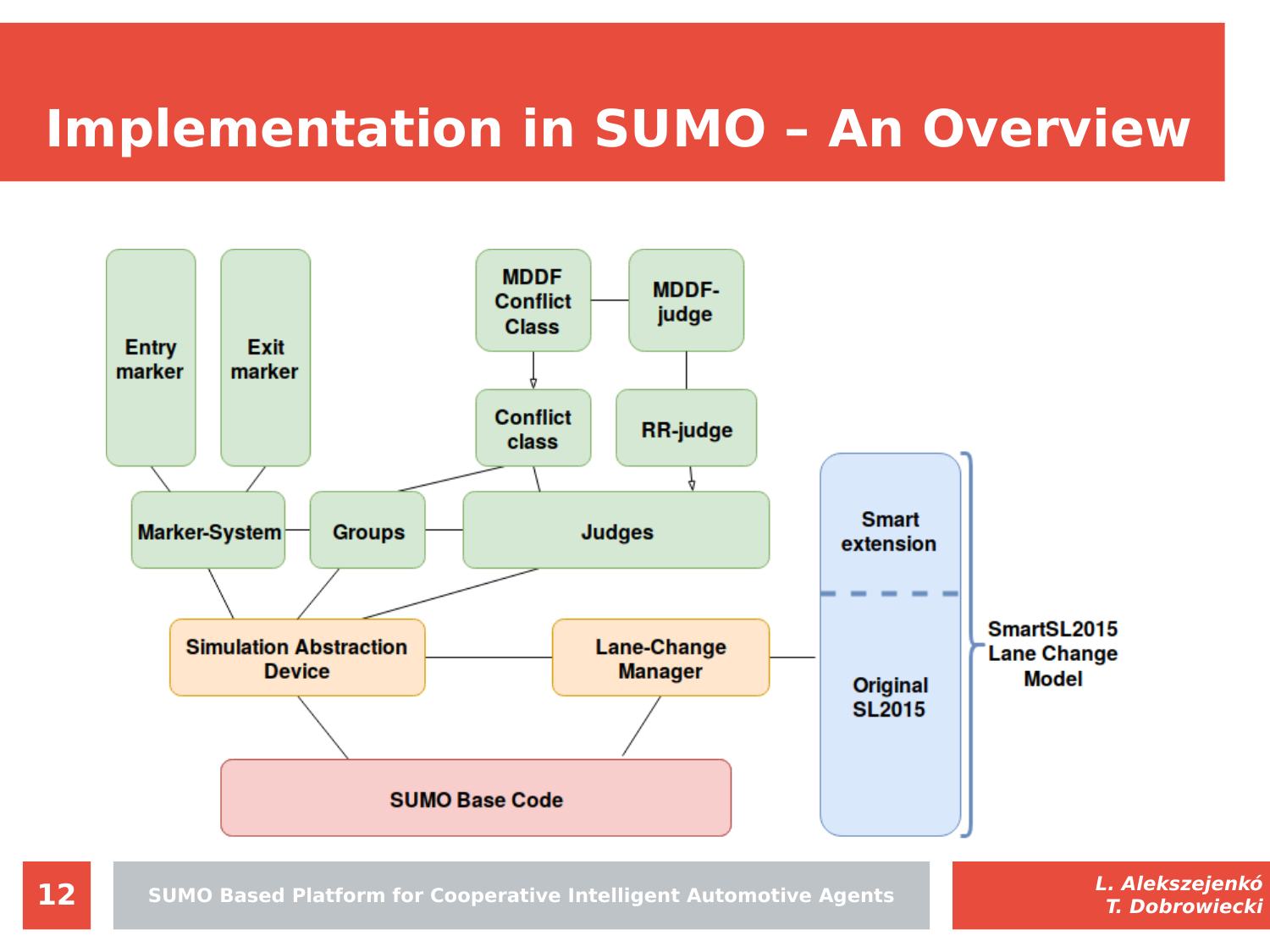# Implementation in SUMO – An Overview

- Entry marker
- Exit marker
- MDDF Conflict Class
- MDDF-judge
- Conflict class
- RR-judge
- Marker-System
- Groups
- Judges
- Simulation Abstraction Device
- Lane-Change Manager
- SUMO Base Code
- Smart extension
- Original SL2015
- SmartSL2015 Lane Change Model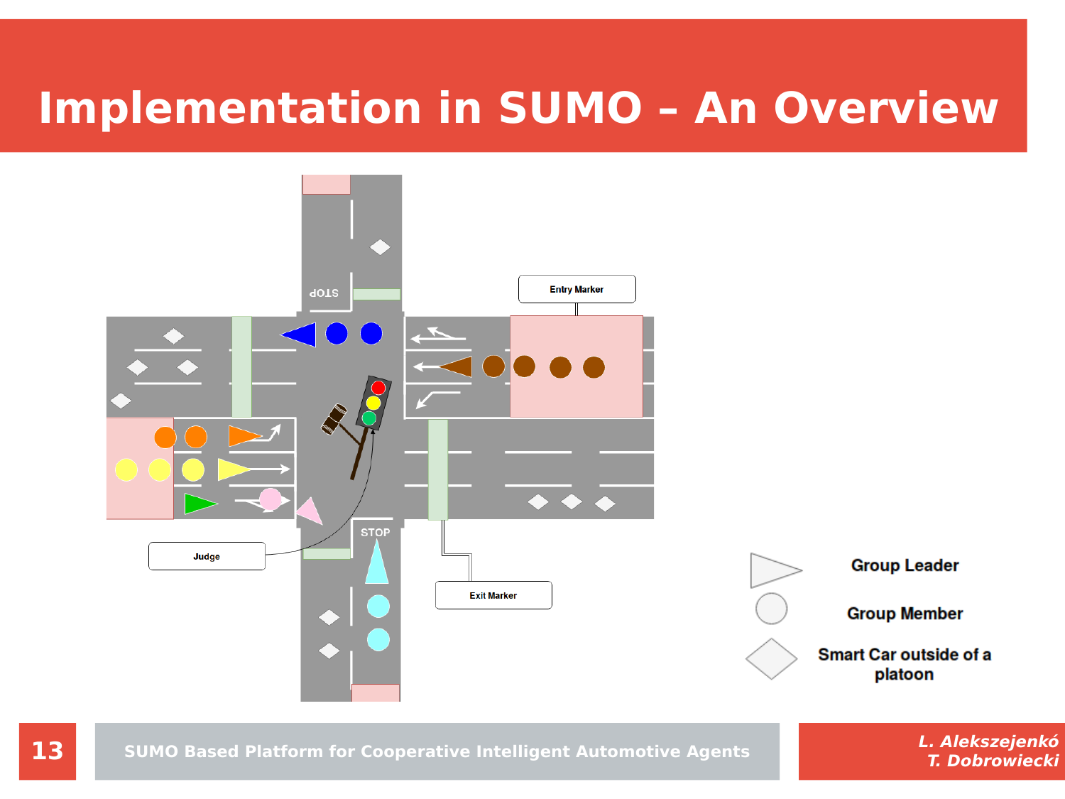# Implementation in SUMO – An Overview

Entry Marker

Judge

Exit Marker

STOP

STOP

Group Leader

Group Member

Smart Car outside of a platoon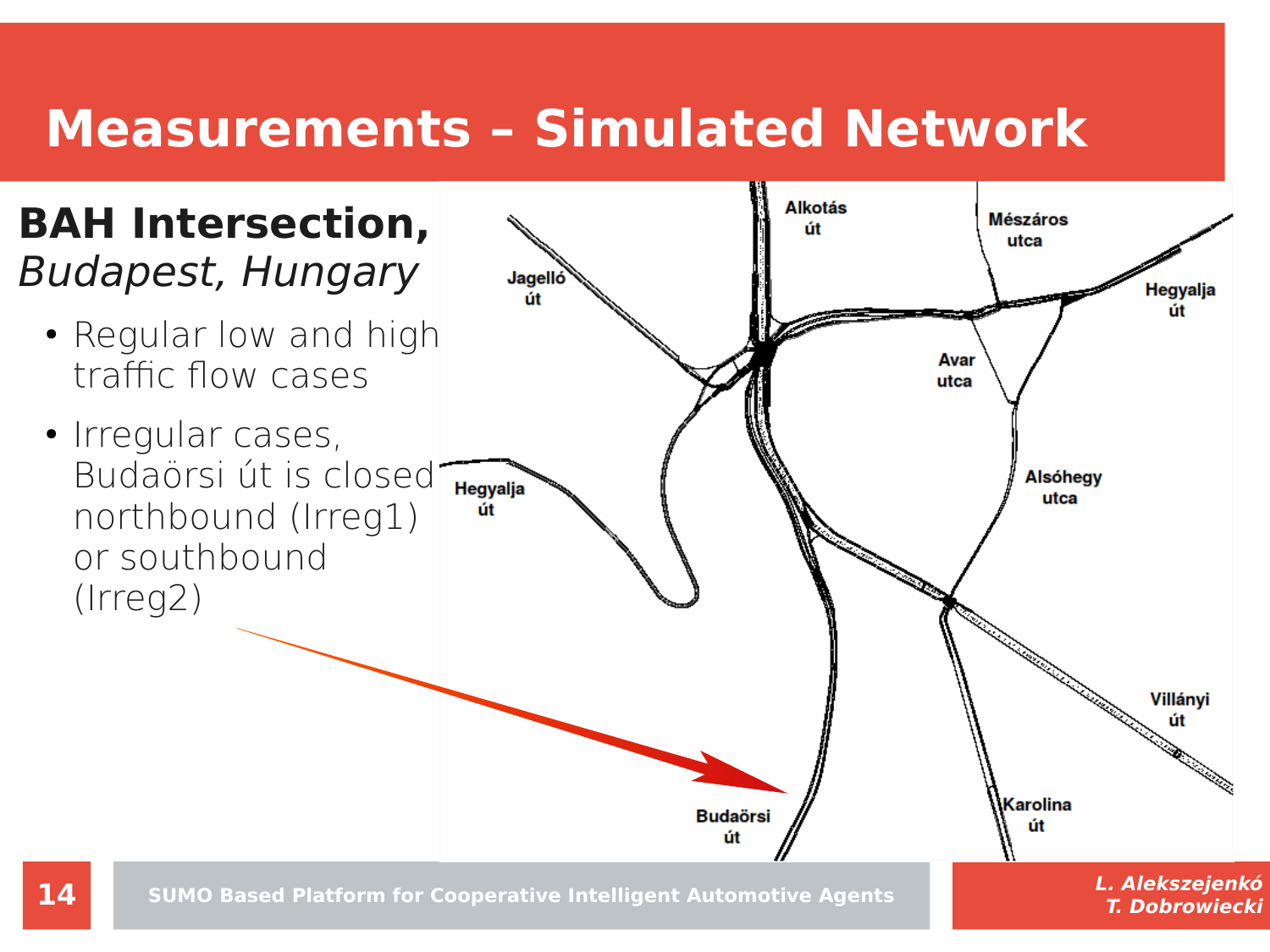# Measurements – Simulated Network

**BAH Intersection,** *Budapest, Hungary*

- Regular low and high traffic flow cases
- Irregular cases, Budaörsi út is closed northbound (Irreg1) or southbound (Irreg2)

Alkotás út

Mészáros utca

Jagelló út

Hegyalja út

Avar utca

Alsóhegy utca

Hegyalja út

Villányi út

Karolina út

Budaörsi út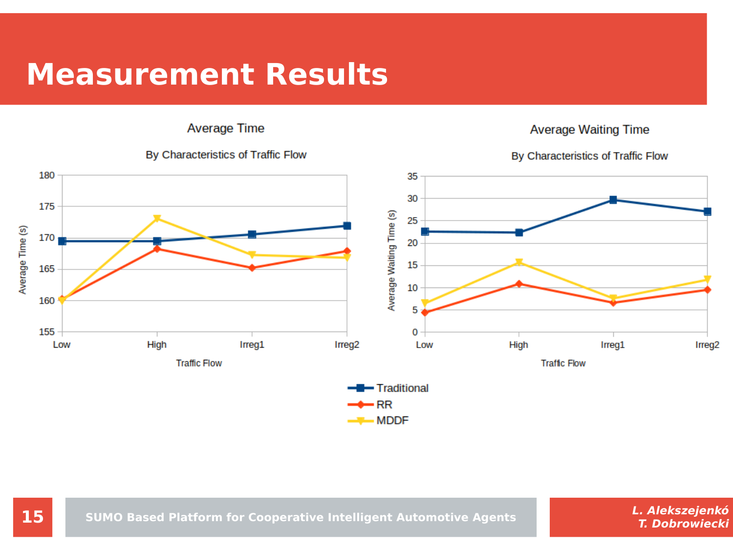# Measurement Results

**Average Time**

By Characteristics of Traffic Flow

Average Time (s)

180
175
170
165
160
155

Low High Irreg1 Irreg2

Traffic Flow

**Average Waiting Time**

By Characteristics of Traffic Flow

Average Waiting Time (s)

35
30
25
20
15
10
5
0

Low High Irreg1 Irreg2

Traffic Flow

- Traditional
- RR
- MDDF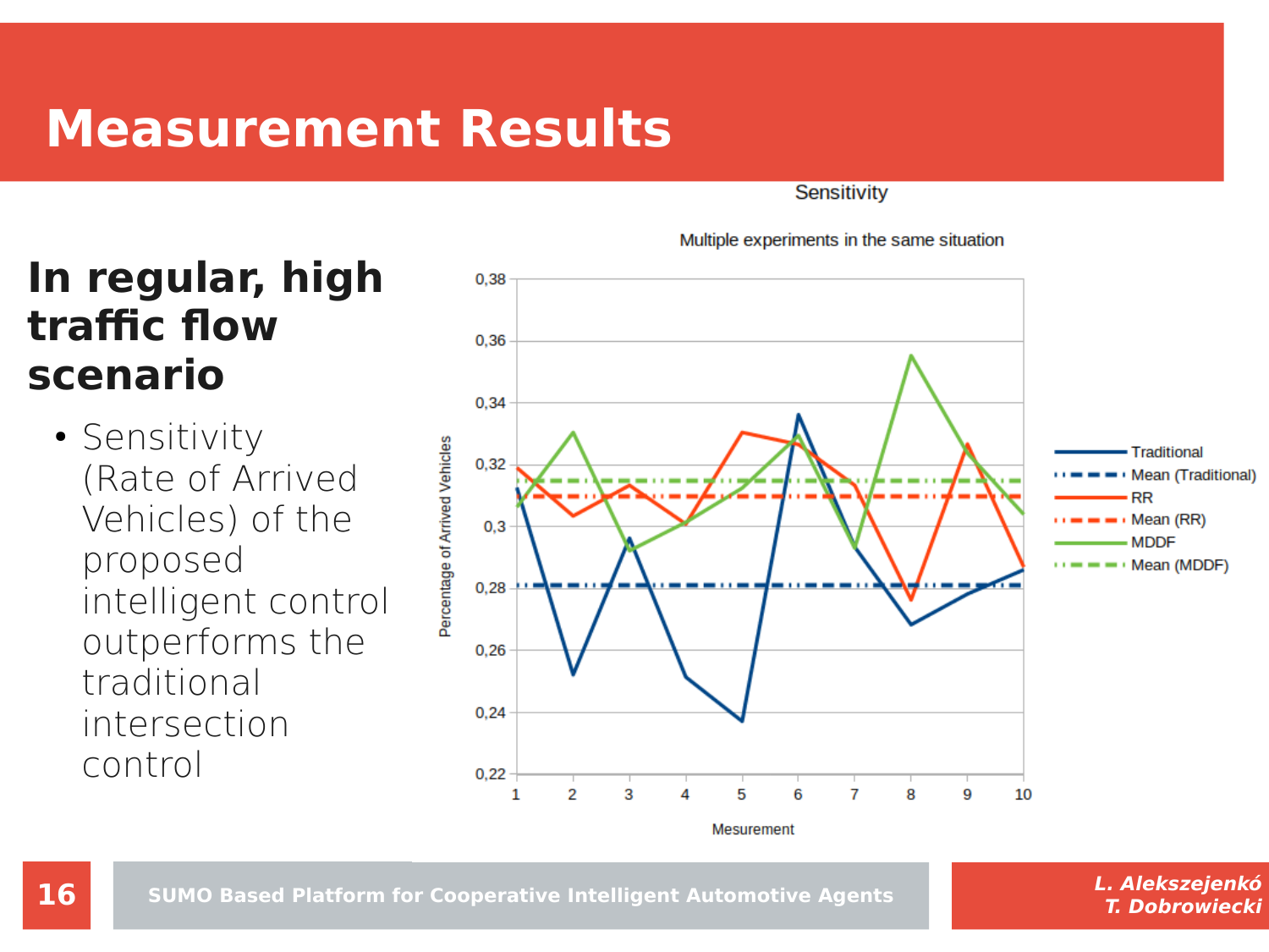# Measurement Results

## In regular, high traffic flow scenario

- Sensitivity (Rate of Arrived Vehicles) of the proposed intelligent control outperforms the traditional intersection control

Sensitivity

Multiple experiments in the same situation

Percentage of Arrived Vehicles

Mesurement

Traditional, Mean (Traditional), RR, Mean (RR), MDDF, Mean (MDDF)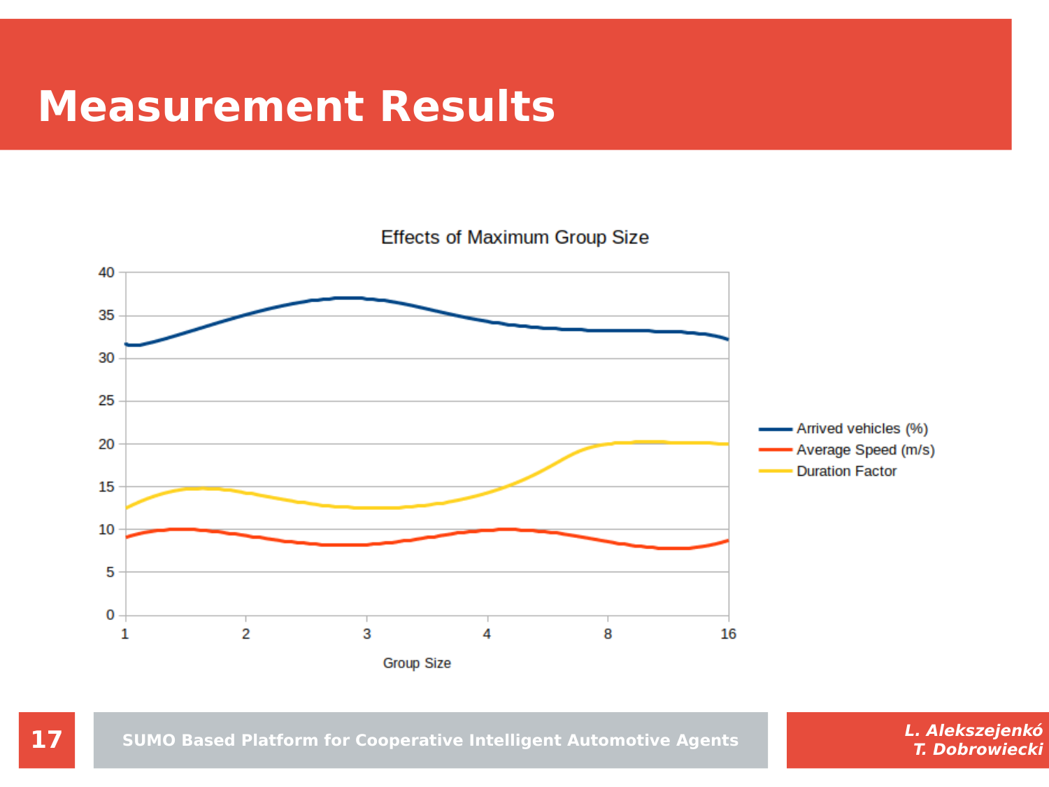# Measurement Results

Effects of Maximum Group Size

| Group Size | 1 | 2 | 3 | 4 | 8 | 16 |
|---|---|---|---|---|---|---|
| Arrived vehicles (%) | | | | | | |
| Average Speed (m/s) | | | | | | |
| Duration Factor | | | | | | |

Group Size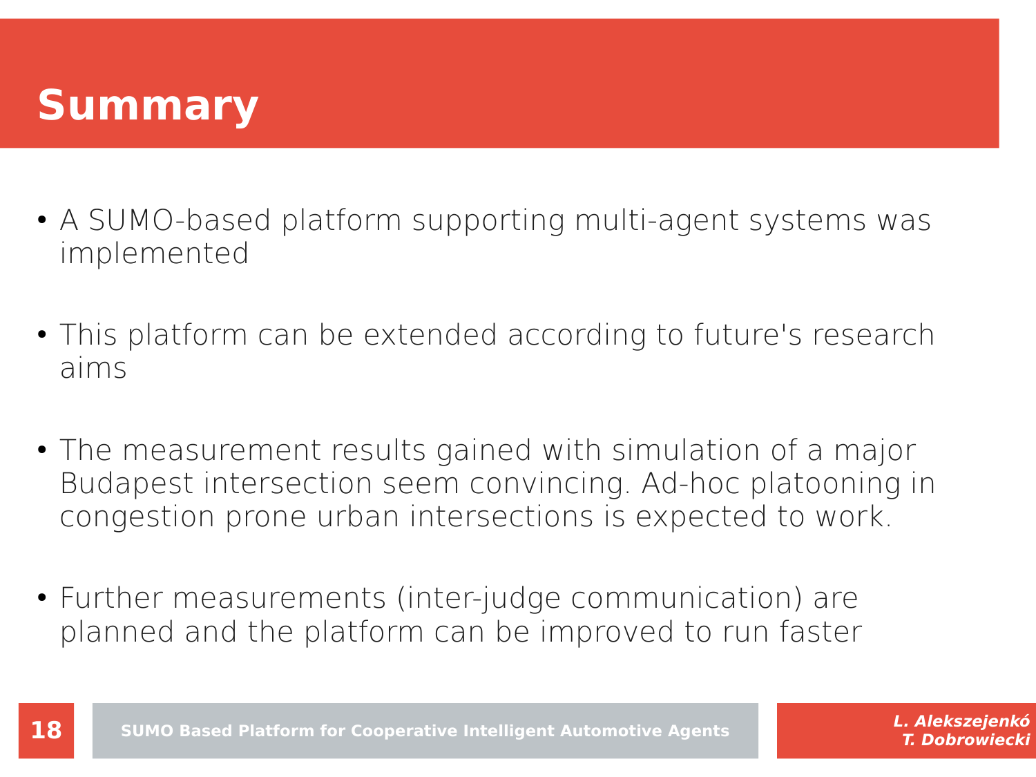# Summary

- A SUMO-based platform supporting multi-agent systems was implemented
- This platform can be extended according to future's research aims
- The measurement results gained with simulation of a major Budapest intersection seem convincing. Ad-hoc platooning in congestion prone urban intersections is expected to work.
- Further measurements (inter-judge communication) are planned and the platform can be improved to run faster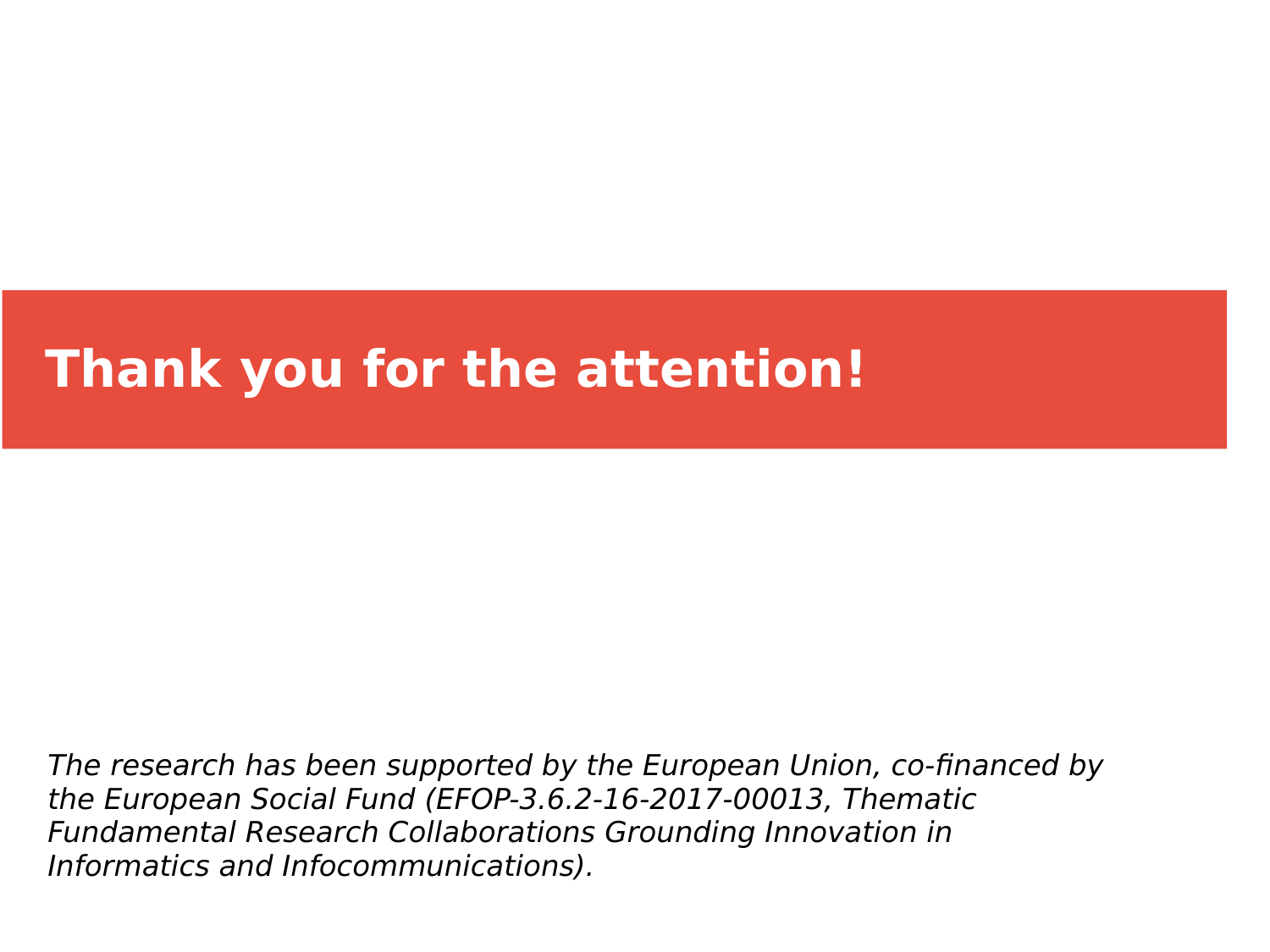# Thank you for the attention!

*The research has been supported by the European Union, co-financed by the European Social Fund (EFOP-3.6.2-16-2017-00013, Thematic Fundamental Research Collaborations Grounding Innovation in Informatics and Infocommunications).*